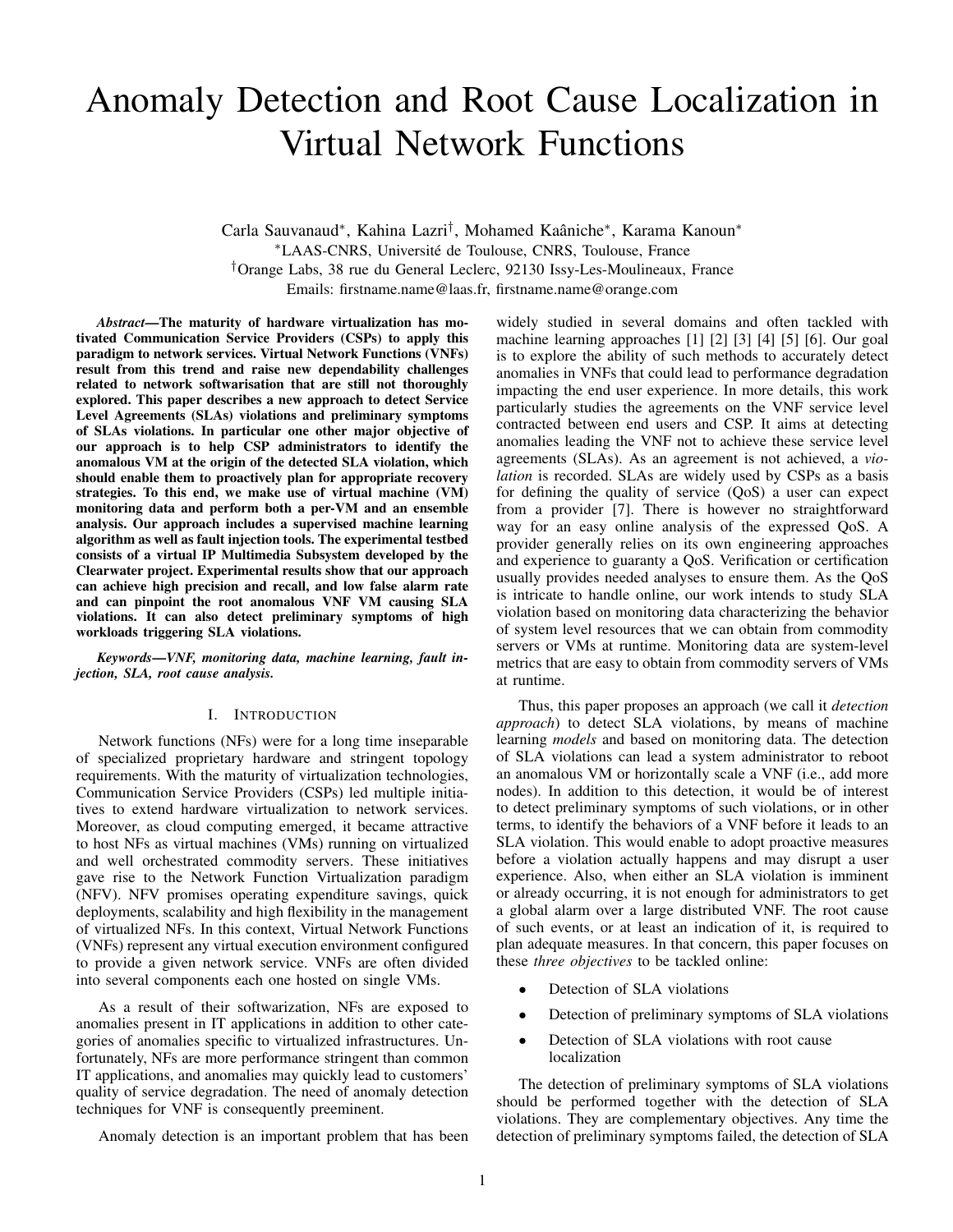# Anomaly Detection and Root Cause Localization in Virtual Network Functions

Carla Sauvanaud*, Kahina Lazri†, Mohamed Kaâniche*, Karama Kanoun*

*LAAS-CNRS, Université de Toulouse, CNRS, Toulouse, France

†Orange Labs, 38 rue du General Leclerc, 92130 Issy-Les-Moulineaux, France

Emails: firstname.name@laas.fr, firstname.name@orange.com

***Abstract*—The maturity of hardware virtualization has motivated Communication Service Providers (CSPs) to apply this paradigm to network services. Virtual Network Functions (VNFs) result from this trend and raise new dependability challenges related to network softwarisation that are still not thoroughly explored. This paper describes a new approach to detect Service Level Agreements (SLAs) violations and preliminary symptoms of SLAs violations. In particular one other major objective of our approach is to help CSP administrators to identify the anomalous VM at the origin of the detected SLA violation, which should enable them to proactively plan for appropriate recovery strategies. To this end, we make use of virtual machine (VM) monitoring data and perform both a per-VM and an ensemble analysis. Our approach includes a supervised machine learning algorithm as well as fault injection tools. The experimental testbed consists of a virtual IP Multimedia Subsystem developed by the Clearwater project. Experimental results show that our approach can achieve high precision and recall, and low false alarm rate and can pinpoint the root anomalous VNF VM causing SLA violations. It can also detect preliminary symptoms of high workloads triggering SLA violations.**

***Keywords*—VNF, monitoring data, machine learning, fault injection, SLA, root cause analysis.**

## I. Introduction

Network functions (NFs) were for a long time inseparable of specialized proprietary hardware and stringent topology requirements. With the maturity of virtualization technologies, Communication Service Providers (CSPs) led multiple initiatives to extend hardware virtualization to network services. Moreover, as cloud computing emerged, it became attractive to host NFs as virtual machines (VMs) running on virtualized and well orchestrated commodity servers. These initiatives gave rise to the Network Function Virtualization paradigm (NFV). NFV promises operating expenditure savings, quick deployments, scalability and high flexibility in the management of virtualized NFs. In this context, Virtual Network Functions (VNFs) represent any virtual execution environment configured to provide a given network service. VNFs are often divided into several components each one hosted on single VMs.

As a result of their softwarization, NFs are exposed to anomalies present in IT applications in addition to other categories of anomalies specific to virtualized infrastructures. Unfortunately, NFs are more performance stringent than common IT applications, and anomalies may quickly lead to customers' quality of service degradation. The need of anomaly detection techniques for VNF is consequently preeminent.

Anomaly detection is an important problem that has been widely studied in several domains and often tackled with machine learning approaches [1] [2] [3] [4] [5] [6]. Our goal is to explore the ability of such methods to accurately detect anomalies in VNFs that could lead to performance degradation impacting the end user experience. In more details, this work particularly studies the agreements on the VNF service level contracted between end users and CSP. It aims at detecting anomalies leading the VNF not to achieve these service level agreements (SLAs). As an agreement is not achieved, a *violation* is recorded. SLAs are widely used by CSPs as a basis for defining the quality of service (QoS) a user can expect from a provider [7]. There is however no straightforward way for an easy online analysis of the expressed QoS. A provider generally relies on its own engineering approaches and experience to guaranty a QoS. Verification or certification usually provides needed analyses to ensure them. As the QoS is intricate to handle online, our work intends to study SLA violation based on monitoring data characterizing the behavior of system level resources that we can obtain from commodity servers or VMs at runtime. Monitoring data are system-level metrics that are easy to obtain from commodity servers of VMs at runtime.

Thus, this paper proposes an approach (we call it *detection approach*) to detect SLA violations, by means of machine learning *models* and based on monitoring data. The detection of SLA violations can lead a system administrator to reboot an anomalous VM or horizontally scale a VNF (i.e., add more nodes). In addition to this detection, it would be of interest to detect preliminary symptoms of such violations, or in other terms, to identify the behaviors of a VNF before it leads to an SLA violation. This would enable to adopt proactive measures before a violation actually happens and may disrupt a user experience. Also, when either an SLA violation is imminent or already occurring, it is not enough for administrators to get a global alarm over a large distributed VNF. The root cause of such events, or at least an indication of it, is required to plan adequate measures. In that concern, this paper focuses on these *three objectives* to be tackled online:

- Detection of SLA violations
- Detection of preliminary symptoms of SLA violations
- Detection of SLA violations with root cause localization

The detection of preliminary symptoms of SLA violations should be performed together with the detection of SLA violations. They are complementary objectives. Any time the detection of preliminary symptoms failed, the detection of SLA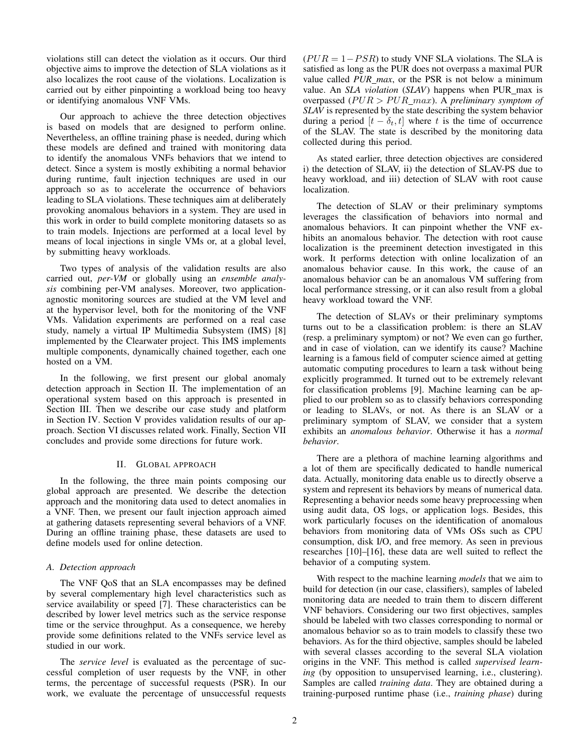violations still can detect the violation as it occurs. Our third objective aims to improve the detection of SLA violations as it also localizes the root cause of the violations. Localization is carried out by either pinpointing a workload being too heavy or identifying anomalous VNF VMs.

Our approach to achieve the three detection objectives is based on models that are designed to perform online. Nevertheless, an offline training phase is needed, during which these models are defined and trained with monitoring data to identify the anomalous VNFs behaviors that we intend to detect. Since a system is mostly exhibiting a normal behavior during runtime, fault injection techniques are used in our approach so as to accelerate the occurrence of behaviors leading to SLA violations. These techniques aim at deliberately provoking anomalous behaviors in a system. They are used in this work in order to build complete monitoring datasets so as to train models. Injections are performed at a local level by means of local injections in single VMs or, at a global level, by submitting heavy workloads.

Two types of analysis of the validation results are also carried out, *per-VM* or globally using an *ensemble analysis* combining per-VM analyses. Moreover, two application-agnostic monitoring sources are studied at the VM level and at the hypervisor level, both for the monitoring of the VNF VMs. Validation experiments are performed on a real case study, namely a virtual IP Multimedia Subsystem (IMS) [8] implemented by the Clearwater project. This IMS implements multiple components, dynamically chained together, each one hosted on a VM.

In the following, we first present our global anomaly detection approach in Section II. The implementation of an operational system based on this approach is presented in Section III. Then we describe our case study and platform in Section IV. Section V provides validation results of our approach. Section VI discusses related work. Finally, Section VII concludes and provide some directions for future work.

## II. Global approach

In the following, the three main points composing our global approach are presented. We describe the detection approach and the monitoring data used to detect anomalies in a VNF. Then, we present our fault injection approach aimed at gathering datasets representing several behaviors of a VNF. During an offline training phase, these datasets are used to define models used for online detection.

### A. Detection approach

The VNF QoS that an SLA encompasses may be defined by several complementary high level characteristics such as service availability or speed [7]. These characteristics can be described by lower level metrics such as the service response time or the service throughput. As a consequence, we hereby provide some definitions related to the VNFs service level as studied in our work.

The *service level* is evaluated as the percentage of successful completion of user requests by the VNF, in other terms, the percentage of successful requests (PSR). In our work, we evaluate the percentage of unsuccessful requests ($PUR = 1 - PSR$) to study VNF SLA violations. The SLA is satisfied as long as the PUR does not overpass a maximal PUR value called *PUR_max*, or the PSR is not below a minimum value. An *SLA violation* (*SLAV*) happens when PUR_max is overpassed ($PUR > PUR\_max$). A *preliminary symptom of SLAV* is represented by the state describing the system behavior during a period $[t - \delta_t, t]$ where $t$ is the time of occurrence of the SLAV. The state is described by the monitoring data collected during this period.

As stated earlier, three detection objectives are considered i) the detection of SLAV, ii) the detection of SLAV-PS due to heavy workload, and iii) detection of SLAV with root cause localization.

The detection of SLAV or their preliminary symptoms leverages the classification of behaviors into normal and anomalous behaviors. It can pinpoint whether the VNF exhibits an anomalous behavior. The detection with root cause localization is the preeminent detection investigated in this work. It performs detection with online localization of an anomalous behavior cause. In this work, the cause of an anomalous behavior can be an anomalous VM suffering from local performance stressing, or it can also result from a global heavy workload toward the VNF.

The detection of SLAVs or their preliminary symptoms turns out to be a classification problem: is there an SLAV (resp. a preliminary symptom) or not? We even can go further, and in case of violation, can we identify its cause? Machine learning is a famous field of computer science aimed at getting automatic computing procedures to learn a task without being explicitly programmed. It turned out to be extremely relevant for classification problems [9]. Machine learning can be applied to our problem so as to classify behaviors corresponding or leading to SLAVs, or not. As there is an SLAV or a preliminary symptom of SLAV, we consider that a system exhibits an *anomalous behavior*. Otherwise it has a *normal behavior*.

There are a plethora of machine learning algorithms and a lot of them are specifically dedicated to handle numerical data. Actually, monitoring data enable us to directly observe a system and represent its behaviors by means of numerical data. Representing a behavior needs some heavy preprocessing when using audit data, OS logs, or application logs. Besides, this work particularly focuses on the identification of anomalous behaviors from monitoring data of VMs OSs such as CPU consumption, disk I/O, and free memory. As seen in previous researches [10]–[16], these data are well suited to reflect the behavior of a computing system.

With respect to the machine learning *models* that we aim to build for detection (in our case, classifiers), samples of labeled monitoring data are needed to train them to discern different VNF behaviors. Considering our two first objectives, samples should be labeled with two classes corresponding to normal or anomalous behavior so as to train models to classify these two behaviors. As for the third objective, samples should be labeled with several classes according to the several SLA violation origins in the VNF. This method is called *supervised learning* (by opposition to unsupervised learning, i.e., clustering). Samples are called *training data*. They are obtained during a training-purposed runtime phase (i.e., *training phase*) during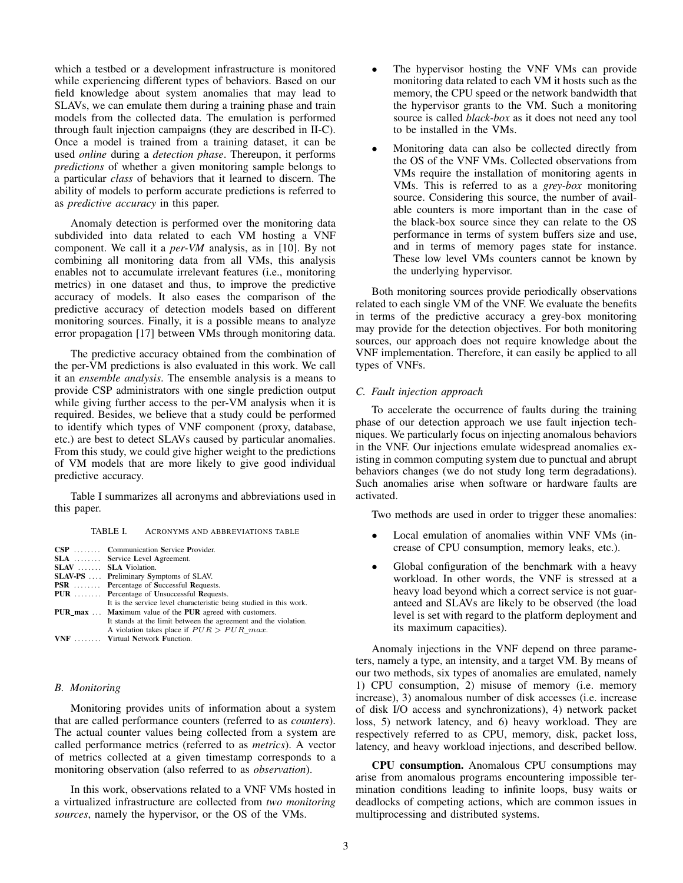which a testbed or a development infrastructure is monitored while experiencing different types of behaviors. Based on our field knowledge about system anomalies that may lead to SLAVs, we can emulate them during a training phase and train models from the collected data. The emulation is performed through fault injection campaigns (they are described in II-C). Once a model is trained from a training dataset, it can be used *online* during a *detection phase*. Thereupon, it performs *predictions* of whether a given monitoring sample belongs to a particular *class* of behaviors that it learned to discern. The ability of models to perform accurate predictions is referred to as *predictive accuracy* in this paper.

Anomaly detection is performed over the monitoring data subdivided into data related to each VM hosting a VNF component. We call it a *per-VM* analysis, as in [10]. By not combining all monitoring data from all VMs, this analysis enables not to accumulate irrelevant features (i.e., monitoring metrics) in one dataset and thus, to improve the predictive accuracy of models. It also eases the comparison of the predictive accuracy of detection models based on different monitoring sources. Finally, it is a possible means to analyze error propagation [17] between VMs through monitoring data.

The predictive accuracy obtained from the combination of the per-VM predictions is also evaluated in this work. We call it an *ensemble analysis*. The ensemble analysis is a means to provide CSP administrators with one single prediction output while giving further access to the per-VM analysis when it is required. Besides, we believe that a study could be performed to identify which types of VNF component (proxy, database, etc.) are best to detect SLAVs caused by particular anomalies. From this study, we could give higher weight to the predictions of VM models that are more likely to give good individual predictive accuracy.

Table I summarizes all acronyms and abbreviations used in this paper.

TABLE I. ACRONYMS AND ABBREVIATIONS TABLE

| | |
|---|---|
| **CSP** ........ | **C**ommunication **S**ervice **P**rovider. |
| **SLA** ........ | **S**ervice **L**evel **A**greement. |
| **SLAV** ....... | **SLA V**iolation. |
| **SLAV-PS** .... | **P**reliminary **S**ymptoms of SLAV. |
| **PSR** ........ | **P**ercentage of **S**uccessful **R**equests. |
| **PUR** ........ | **P**ercentage of **U**nsuccessful **R**equests. It is the service level characteristic being studied in this work. |
| **PUR_max** ... | **Max**imum value of the **PUR** agreed with customers. It stands at the limit between the agreement and the violation. A violation takes place if $PUR > PUR\_max$. |
| **VNF** ........ | **V**irtual **N**etwork **F**unction. |

### B. Monitoring

Monitoring provides units of information about a system that are called performance counters (referred to as *counters*). The actual counter values being collected from a system are called performance metrics (referred to as *metrics*). A vector of metrics collected at a given timestamp corresponds to a monitoring observation (also referred to as *observation*).

In this work, observations related to a VNF VMs hosted in a virtualized infrastructure are collected from *two monitoring sources*, namely the hypervisor, or the OS of the VMs.

- The hypervisor hosting the VNF VMs can provide monitoring data related to each VM it hosts such as the memory, the CPU speed or the network bandwidth that the hypervisor grants to the VM. Such a monitoring source is called *black-box* as it does not need any tool to be installed in the VMs.
- Monitoring data can also be collected directly from the OS of the VNF VMs. Collected observations from VMs require the installation of monitoring agents in VMs. This is referred to as a *grey-box* monitoring source. Considering this source, the number of available counters is more important than in the case of the black-box source since they can relate to the OS performance in terms of system buffers size and use, and in terms of memory pages state for instance. These low level VMs counters cannot be known by the underlying hypervisor.

Both monitoring sources provide periodically observations related to each single VM of the VNF. We evaluate the benefits in terms of the predictive accuracy a grey-box monitoring may provide for the detection objectives. For both monitoring sources, our approach does not require knowledge about the VNF implementation. Therefore, it can easily be applied to all types of VNFs.

### C. Fault injection approach

To accelerate the occurrence of faults during the training phase of our detection approach we use fault injection techniques. We particularly focus on injecting anomalous behaviors in the VNF. Our injections emulate widespread anomalies existing in common computing system due to punctual and abrupt behaviors changes (we do not study long term degradations). Such anomalies arise when software or hardware faults are activated.

Two methods are used in order to trigger these anomalies:

- Local emulation of anomalies within VNF VMs (increase of CPU consumption, memory leaks, etc.).
- Global configuration of the benchmark with a heavy workload. In other words, the VNF is stressed at a heavy load beyond which a correct service is not guaranteed and SLAVs are likely to be observed (the load level is set with regard to the platform deployment and its maximum capacities).

Anomaly injections in the VNF depend on three parameters, namely a type, an intensity, and a target VM. By means of our two methods, six types of anomalies are emulated, namely 1) CPU consumption, 2) misuse of memory (i.e. memory increase), 3) anomalous number of disk accesses (i.e. increase of disk I/O access and synchronizations), 4) network packet loss, 5) network latency, and 6) heavy workload. They are respectively referred to as CPU, memory, disk, packet loss, latency, and heavy workload injections, and described bellow.

**CPU consumption.** Anomalous CPU consumptions may arise from anomalous programs encountering impossible termination conditions leading to infinite loops, busy waits or deadlocks of competing actions, which are common issues in multiprocessing and distributed systems.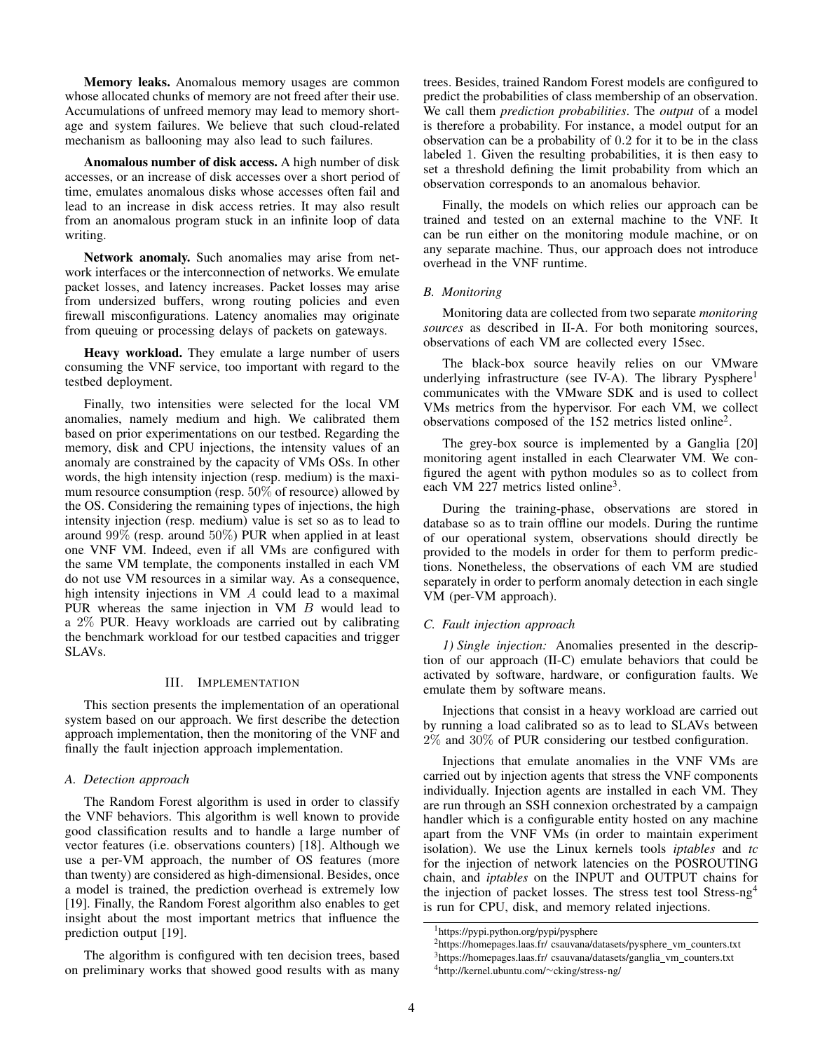**Memory leaks.** Anomalous memory usages are common whose allocated chunks of memory are not freed after their use. Accumulations of unfreed memory may lead to memory shortage and system failures. We believe that such cloud-related mechanism as ballooning may also lead to such failures.

**Anomalous number of disk access.** A high number of disk accesses, or an increase of disk accesses over a short period of time, emulates anomalous disks whose accesses often fail and lead to an increase in disk access retries. It may also result from an anomalous program stuck in an infinite loop of data writing.

**Network anomaly.** Such anomalies may arise from network interfaces or the interconnection of networks. We emulate packet losses, and latency increases. Packet losses may arise from undersized buffers, wrong routing policies and even firewall misconfigurations. Latency anomalies may originate from queuing or processing delays of packets on gateways.

**Heavy workload.** They emulate a large number of users consuming the VNF service, too important with regard to the testbed deployment.

Finally, two intensities were selected for the local VM anomalies, namely medium and high. We calibrated them based on prior experimentations on our testbed. Regarding the memory, disk and CPU injections, the intensity values of an anomaly are constrained by the capacity of VMs OSs. In other words, the high intensity injection (resp. medium) is the maximum resource consumption (resp. $50\%$ of resource) allowed by the OS. Considering the remaining types of injections, the high intensity injection (resp. medium) value is set so as to lead to around $99\%$ (resp. around $50\%$) PUR when applied in at least one VNF VM. Indeed, even if all VMs are configured with the same VM template, the components installed in each VM do not use VM resources in a similar way. As a consequence, high intensity injections in VM $A$ could lead to a maximal PUR whereas the same injection in VM $B$ would lead to a $2\%$ PUR. Heavy workloads are carried out by calibrating the benchmark workload for our testbed capacities and trigger SLAVs.

## III. Implementation

This section presents the implementation of an operational system based on our approach. We first describe the detection approach implementation, then the monitoring of the VNF and finally the fault injection approach implementation.

### A. Detection approach

The Random Forest algorithm is used in order to classify the VNF behaviors. This algorithm is well known to provide good classification results and to handle a large number of vector features (i.e. observations counters) [18]. Although we use a per-VM approach, the number of OS features (more than twenty) are considered as high-dimensional. Besides, once a model is trained, the prediction overhead is extremely low [19]. Finally, the Random Forest algorithm also enables to get insight about the most important metrics that influence the prediction output [19].

The algorithm is configured with ten decision trees, based on preliminary works that showed good results with as many trees. Besides, trained Random Forest models are configured to predict the probabilities of class membership of an observation. We call them *prediction probabilities*. The *output* of a model is therefore a probability. For instance, a model output for an observation can be a probability of $0.2$ for it to be in the class labeled $1$. Given the resulting probabilities, it is then easy to set a threshold defining the limit probability from which an observation corresponds to an anomalous behavior.

Finally, the models on which relies our approach can be trained and tested on an external machine to the VNF. It can be run either on the monitoring module machine, or on any separate machine. Thus, our approach does not introduce overhead in the VNF runtime.

### B. Monitoring

Monitoring data are collected from two separate *monitoring sources* as described in II-A. For both monitoring sources, observations of each VM are collected every 15sec.

The black-box source heavily relies on our VMware underlying infrastructure (see IV-A). The library Pysphere[1] communicates with the VMware SDK and is used to collect VMs metrics from the hypervisor. For each VM, we collect observations composed of the 152 metrics listed online[2].

The grey-box source is implemented by a Ganglia [20] monitoring agent installed in each Clearwater VM. We configured the agent with python modules so as to collect from each VM 227 metrics listed online[3].

During the training-phase, observations are stored in database so as to train offline our models. During the runtime of our operational system, observations should directly be provided to the models in order for them to perform predictions. Nonetheless, the observations of each VM are studied separately in order to perform anomaly detection in each single VM (per-VM approach).

### C. Fault injection approach

*1) Single injection:* Anomalies presented in the description of our approach (II-C) emulate behaviors that could be activated by software, hardware, or configuration faults. We emulate them by software means.

Injections that consist in a heavy workload are carried out by running a load calibrated so as to lead to SLAVs between $2\%$ and $30\%$ of PUR considering our testbed configuration.

Injections that emulate anomalies in the VNF VMs are carried out by injection agents that stress the VNF components individually. Injection agents are installed in each VM. They are run through an SSH connexion orchestrated by a campaign handler which is a configurable entity hosted on any machine apart from the VNF VMs (in order to maintain experiment isolation). We use the Linux kernels tools *iptables* and *tc* for the injection of network latencies on the POSROUTING chain, and *iptables* on the INPUT and OUTPUT chains for the injection of packet losses. The stress test tool Stress-ng[4] is run for CPU, disk, and memory related injections.

[1] https://pypi.python.org/pypi/pysphere

[2] https://homepages.laas.fr/ csauvana/datasets/pysphere_vm_counters.txt

[3] https://homepages.laas.fr/ csauvana/datasets/ganglia_vm_counters.txt

[4] http://kernel.ubuntu.com/~cking/stress-ng/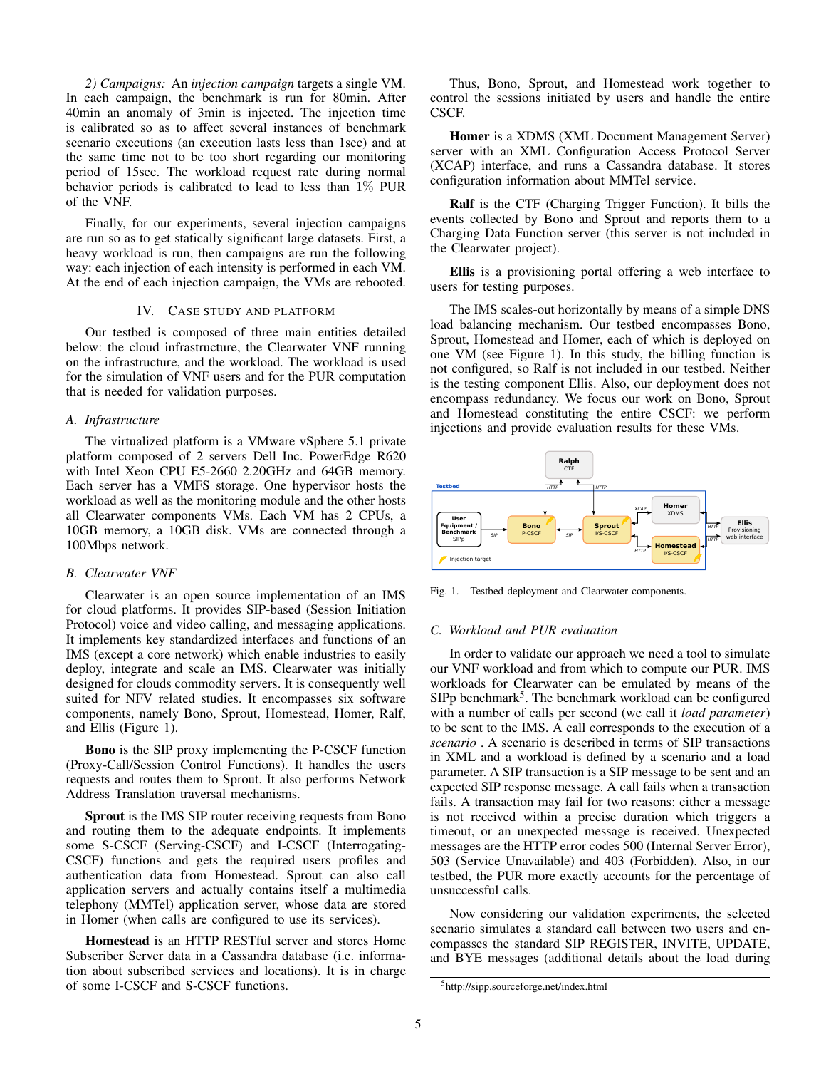*2) Campaigns:* An *injection campaign* targets a single VM. In each campaign, the benchmark is run for 80min. After 40min an anomaly of 3min is injected. The injection time is calibrated so as to affect several instances of benchmark scenario executions (an execution lasts less than 1sec) and at the same time not to be too short regarding our monitoring period of 15sec. The workload request rate during normal behavior periods is calibrated to lead to less than 1% PUR of the VNF.

Finally, for our experiments, several injection campaigns are run so as to get statically significant large datasets. First, a heavy workload is run, then campaigns are run the following way: each injection of each intensity is performed in each VM. At the end of each injection campaign, the VMs are rebooted.

## IV. Case Study and Platform

Our testbed is composed of three main entities detailed below: the cloud infrastructure, the Clearwater VNF running on the infrastructure, and the workload. The workload is used for the simulation of VNF users and for the PUR computation that is needed for validation purposes.

### A. Infrastructure

The virtualized platform is a VMware vSphere 5.1 private platform composed of 2 servers Dell Inc. PowerEdge R620 with Intel Xeon CPU E5-2660 2.20GHz and 64GB memory. Each server has a VMFS storage. One hypervisor hosts the workload as well as the monitoring module and the other hosts all Clearwater components VMs. Each VM has 2 CPUs, a 10GB memory, a 10GB disk. VMs are connected through a 100Mbps network.

### B. Clearwater VNF

Clearwater is an open source implementation of an IMS for cloud platforms. It provides SIP-based (Session Initiation Protocol) voice and video calling, and messaging applications. It implements key standardized interfaces and functions of an IMS (except a core network) which enable industries to easily deploy, integrate and scale an IMS. Clearwater was initially designed for clouds commodity servers. It is consequently well suited for NFV related studies. It encompasses six software components, namely Bono, Sprout, Homestead, Homer, Ralf, and Ellis (Figure 1).

**Bono** is the SIP proxy implementing the P-CSCF function (Proxy-Call/Session Control Functions). It handles the users requests and routes them to Sprout. It also performs Network Address Translation traversal mechanisms.

**Sprout** is the IMS SIP router receiving requests from Bono and routing them to the adequate endpoints. It implements some S-CSCF (Serving-CSCF) and I-CSCF (Interrogating-CSCF) functions and gets the required users profiles and authentication data from Homestead. Sprout can also call application servers and actually contains itself a multimedia telephony (MMTel) application server, whose data are stored in Homer (when calls are configured to use its services).

**Homestead** is an HTTP RESTful server and stores Home Subscriber Server data in a Cassandra database (i.e. information about subscribed services and locations). It is in charge of some I-CSCF and S-CSCF functions.

Thus, Bono, Sprout, and Homestead work together to control the sessions initiated by users and handle the entire CSCF.

**Homer** is a XDMS (XML Document Management Server) server with an XML Configuration Access Protocol Server (XCAP) interface, and runs a Cassandra database. It stores configuration information about MMTel service.

**Ralf** is the CTF (Charging Trigger Function). It bills the events collected by Bono and Sprout and reports them to a Charging Data Function server (this server is not included in the Clearwater project).

**Ellis** is a provisioning portal offering a web interface to users for testing purposes.

The IMS scales-out horizontally by means of a simple DNS load balancing mechanism. Our testbed encompasses Bono, Sprout, Homestead and Homer, each of which is deployed on one VM (see Figure 1). In this study, the billing function is not configured, so Ralf is not included in our testbed. Neither is the testing component Ellis. Also, our deployment does not encompass redundancy. We focus our work on Bono, Sprout and Homestead constituting the entire CSCF: we perform injections and provide evaluation results for these VMs.

Ralph
CTF
Testbed
HTTP
HTTP
XCAP
Homer
XDMS
User Equipment / Benchmark
SIPp
SIP
Bono
P-CSCF
SIP
Sprout
I/S-CSCF
HTTP
HTTP
Ellis
Provisioning web interface
HTTP
Homestead
I/S-CSCF
Injection target

Fig. 1. Testbed deployment and Clearwater components.

### C. Workload and PUR evaluation

In order to validate our approach we need a tool to simulate our VNF workload and from which to compute our PUR. IMS workloads for Clearwater can be emulated by means of the SIPp benchmark[5]. The benchmark workload can be configured with a number of calls per second (we call it *load parameter*) to be sent to the IMS. A call corresponds to the execution of a *scenario* . A scenario is described in terms of SIP transactions in XML and a workload is defined by a scenario and a load parameter. A SIP transaction is a SIP message to be sent and an expected SIP response message. A call fails when a transaction fails. A transaction may fail for two reasons: either a message is not received within a precise duration which triggers a timeout, or an unexpected message is received. Unexpected messages are the HTTP error codes 500 (Internal Server Error), 503 (Service Unavailable) and 403 (Forbidden). Also, in our testbed, the PUR more exactly accounts for the percentage of unsuccessful calls.

Now considering our validation experiments, the selected scenario simulates a standard call between two users and encompasses the standard SIP REGISTER, INVITE, UPDATE, and BYE messages (additional details about the load during

[5]http://sipp.sourceforge.net/index.html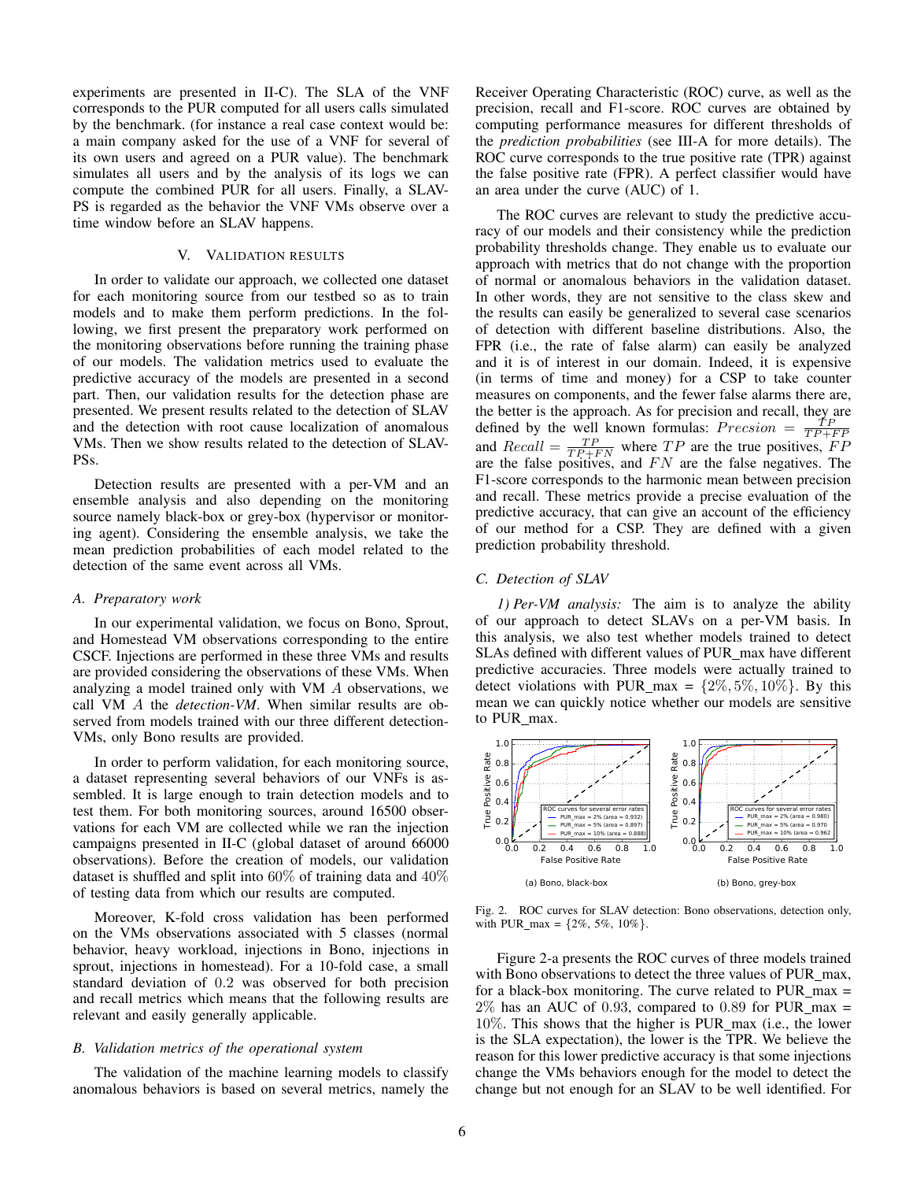experiments are presented in II-C). The SLA of the VNF corresponds to the PUR computed for all users calls simulated by the benchmark. (for instance a real case context would be: a main company asked for the use of a VNF for several of its own users and agreed on a PUR value). The benchmark simulates all users and by the analysis of its logs we can compute the combined PUR for all users. Finally, a SLAV-PS is regarded as the behavior the VNF VMs observe over a time window before an SLAV happens.

## V. Validation results

In order to validate our approach, we collected one dataset for each monitoring source from our testbed so as to train models and to make them perform predictions. In the following, we first present the preparatory work performed on the monitoring observations before running the training phase of our models. The validation metrics used to evaluate the predictive accuracy of the models are presented in a second part. Then, our validation results for the detection phase are presented. We present results related to the detection of SLAV and the detection with root cause localization of anomalous VMs. Then we show results related to the detection of SLAV-PSs.

Detection results are presented with a per-VM and an ensemble analysis and also depending on the monitoring source namely black-box or grey-box (hypervisor or monitoring agent). Considering the ensemble analysis, we take the mean prediction probabilities of each model related to the detection of the same event across all VMs.

### A. Preparatory work

In our experimental validation, we focus on Bono, Sprout, and Homestead VM observations corresponding to the entire CSCF. Injections are performed in these three VMs and results are provided considering the observations of these VMs. When analyzing a model trained only with VM $A$ observations, we call VM $A$ the *detection-VM*. When similar results are observed from models trained with our three different detection-VMs, only Bono results are provided.

In order to perform validation, for each monitoring source, a dataset representing several behaviors of our VNFs is assembled. It is large enough to train detection models and to test them. For both monitoring sources, around 16500 observations for each VM are collected while we ran the injection campaigns presented in II-C (global dataset of around 66000 observations). Before the creation of models, our validation dataset is shuffled and split into $60\%$ of training data and $40\%$ of testing data from which our results are computed.

Moreover, K-fold cross validation has been performed on the VMs observations associated with 5 classes (normal behavior, heavy workload, injections in Bono, injections in sprout, injections in homestead). For a 10-fold case, a small standard deviation of $0.2$ was observed for both precision and recall metrics which means that the following results are relevant and easily generally applicable.

### B. Validation metrics of the operational system

The validation of the machine learning models to classify anomalous behaviors is based on several metrics, namely the Receiver Operating Characteristic (ROC) curve, as well as the precision, recall and F1-score. ROC curves are obtained by computing performance measures for different thresholds of the *prediction probabilities* (see III-A for more details). The ROC curve corresponds to the true positive rate (TPR) against the false positive rate (FPR). A perfect classifier would have an area under the curve (AUC) of 1.

The ROC curves are relevant to study the predictive accuracy of our models and their consistency while the prediction probability thresholds change. They enable us to evaluate our approach with metrics that do not change with the proportion of normal or anomalous behaviors in the validation dataset. In other words, they are not sensitive to the class skew and the results can easily be generalized to several case scenarios of detection with different baseline distributions. Also, the FPR (i.e., the rate of false alarm) can easily be analyzed and it is of interest in our domain. Indeed, it is expensive (in terms of time and money) for a CSP to take counter measures on components, and the fewer false alarms there are, the better is the approach. As for precision and recall, they are defined by the well known formulas: $Precsion = \frac{TP}{TP+FP}$ and $Recall = \frac{TP}{TP+FN}$ where $TP$ are the true positives, $FP$ are the false positives, and $FN$ are the false negatives. The F1-score corresponds to the harmonic mean between precision and recall. These metrics provide a precise evaluation of the predictive accuracy, that can give an account of the efficiency of our method for a CSP. They are defined with a given prediction probability threshold.

### C. Detection of SLAV

*1) Per-VM analysis:* The aim is to analyze the ability of our approach to detect SLAVs on a per-VM basis. In this analysis, we also test whether models trained to detect SLAs defined with different values of PUR_max have different predictive accuracies. Three models were actually trained to detect violations with PUR_max = $\{2\%, 5\%, 10\%\}$. By this mean we can quickly notice whether our models are sensitive to PUR_max.

(a) Bono, black-box (b) Bono, grey-box

Fig. 2. ROC curves for SLAV detection: Bono observations, detection only, with PUR_max = {2%, 5%, 10%}.

Figure 2-a presents the ROC curves of three models trained with Bono observations to detect the three values of PUR_max, for a black-box monitoring. The curve related to PUR_max = $2\%$ has an AUC of $0.93$, compared to $0.89$ for PUR_max = $10\%$. This shows that the higher is PUR_max (i.e., the lower is the SLA expectation), the lower is the TPR. We believe the reason for this lower predictive accuracy is that some injections change the VMs behaviors enough for the model to detect the change but not enough for an SLAV to be well identified. For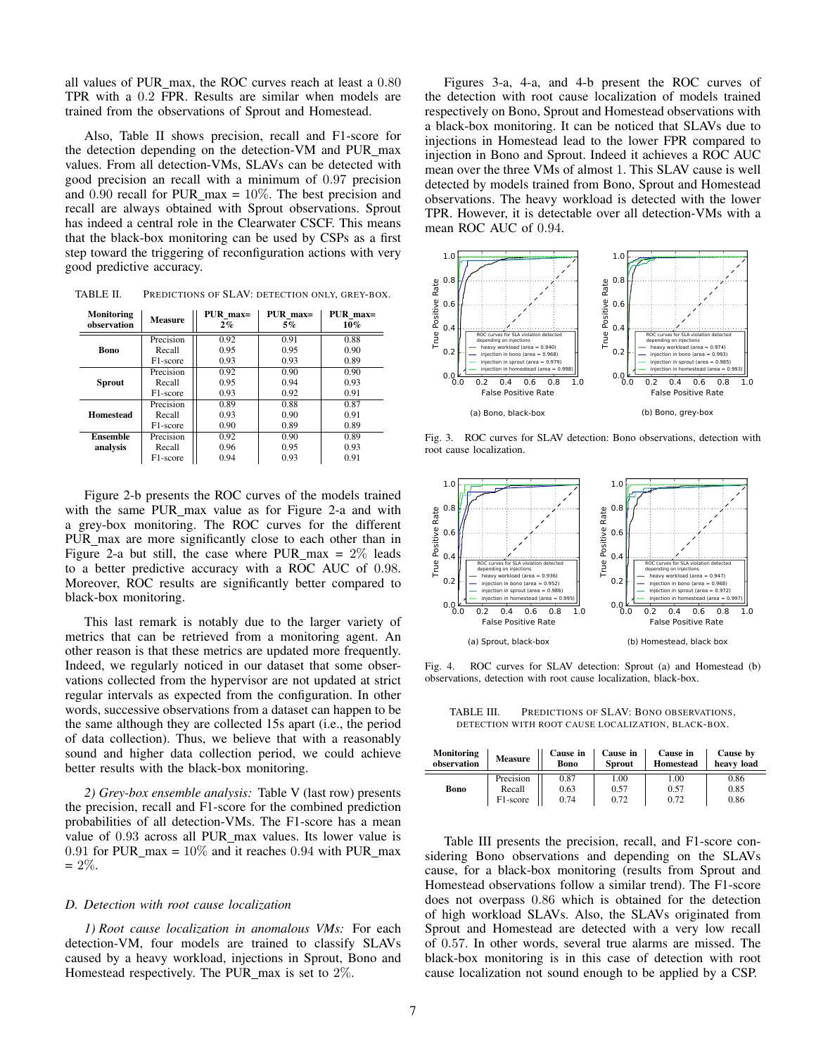all values of PUR_max, the ROC curves reach at least a 0.80 TPR with a 0.2 FPR. Results are similar when models are trained from the observations of Sprout and Homestead.

Also, Table II shows precision, recall and F1-score for the detection depending on the detection-VM and PUR_max values. From all detection-VMs, SLAVs can be detected with good precision an recall with a minimum of 0.97 precision and 0.90 recall for PUR_max = 10%. The best precision and recall are always obtained with Sprout observations. Sprout has indeed a central role in the Clearwater CSCF. This means that the black-box monitoring can be used by CSPs as a first step toward the triggering of reconfiguration actions with very good predictive accuracy.

TABLE II. PREDICTIONS OF SLAV: DETECTION ONLY, GREY-BOX.

| Monitoring observation | Measure | PUR_max= 2% | PUR_max= 5% | PUR_max= 10% |
|---|---|---|---|---|
| **Bono** | Precision | 0.92 | 0.91 | 0.88 |
| | Recall | 0.95 | 0.95 | 0.90 |
| | F1-score | 0.93 | 0.93 | 0.89 |
| **Sprout** | Precision | 0.92 | 0.90 | 0.90 |
| | Recall | 0.95 | 0.94 | 0.93 |
| | F1-score | 0.93 | 0.92 | 0.91 |
| **Homestead** | Precision | 0.89 | 0.88 | 0.87 |
| | Recall | 0.93 | 0.90 | 0.91 |
| | F1-score | 0.90 | 0.89 | 0.89 |
| **Ensemble analysis** | Precision | 0.92 | 0.90 | 0.89 |
| | Recall | 0.96 | 0.95 | 0.93 |
| | F1-score | 0.94 | 0.93 | 0.91 |

Figure 2-b presents the ROC curves of the models trained with the same PUR_max value as for Figure 2-a and with a grey-box monitoring. The ROC curves for the different PUR_max are more significantly close to each other than in Figure 2-a but still, the case where PUR_max = 2% leads to a better predictive accuracy with a ROC AUC of 0.98. Moreover, ROC results are significantly better compared to black-box monitoring.

This last remark is notably due to the larger variety of metrics that can be retrieved from a monitoring agent. An other reason is that these metrics are updated more frequently. Indeed, we regularly noticed in our dataset that some observations collected from the hypervisor are not updated at strict regular intervals as expected from the configuration. In other words, successive observations from a dataset can happen to be the same although they are collected 15s apart (i.e., the period of data collection). Thus, we believe that with a reasonably sound and higher data collection period, we could achieve better results with the black-box monitoring.

*2) Grey-box ensemble analysis:* Table V (last row) presents the precision, recall and F1-score for the combined prediction probabilities of all detection-VMs. The F1-score has a mean value of 0.93 across all PUR_max values. Its lower value is 0.91 for PUR_max = 10% and it reaches 0.94 with PUR_max = 2%.

### D. Detection with root cause localization

*1) Root cause localization in anomalous VMs:* For each detection-VM, four models are trained to classify SLAVs caused by a heavy workload, injections in Sprout, Bono and Homestead respectively. The PUR_max is set to 2%.

Figures 3-a, 4-a, and 4-b present the ROC curves of the detection with root cause localization of models trained respectively on Bono, Sprout and Homestead observations with a black-box monitoring. It can be noticed that SLAVs due to injections in Homestead lead to the lower FPR compared to injection in Bono and Sprout. Indeed it achieves a ROC AUC mean over the three VMs of almost 1. This SLAV cause is well detected by models trained from Bono, Sprout and Homestead observations. The heavy workload is detected with the lower TPR. However, it is detectable over all detection-VMs with a mean ROC AUC of 0.94.

Fig. 3. ROC curves for SLAV detection: Bono observations, detection with root cause localization.

Fig. 4. ROC curves for SLAV detection: Sprout (a) and Homestead (b) observations, detection with root cause localization, black-box.

TABLE III. PREDICTIONS OF SLAV: BONO OBSERVATIONS, DETECTION WITH ROOT CAUSE LOCALIZATION, BLACK-BOX.

| Monitoring observation | Measure | Cause in Bono | Cause in Sprout | Cause in Homestead | Cause by heavy load |
|---|---|---|---|---|---|
| **Bono** | Precision | 0.87 | 1.00 | 1.00 | 0.86 |
| | Recall | 0.63 | 0.57 | 0.57 | 0.85 |
| | F1-score | 0.74 | 0.72 | 0.72 | 0.86 |

Table III presents the precision, recall, and F1-score considering Bono observations and depending on the SLAVs cause, for a black-box monitoring (results from Sprout and Homestead observations follow a similar trend). The F1-score does not overpass 0.86 which is obtained for the detection of high workload SLAVs. Also, the SLAVs originated from Sprout and Homestead are detected with a very low recall of 0.57. In other words, several true alarms are missed. The black-box monitoring is in this case of detection with root cause localization not sound enough to be applied by a CSP.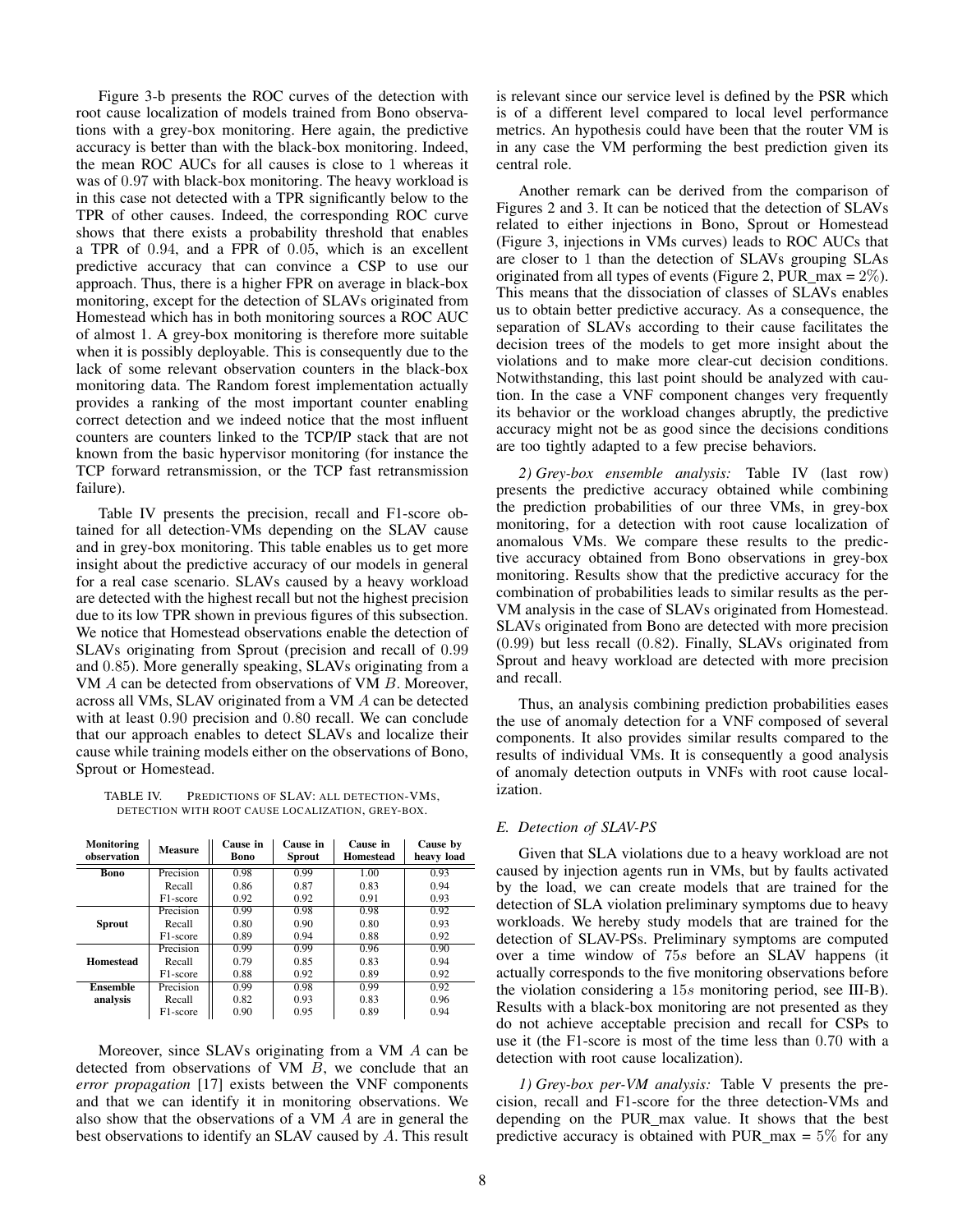Figure 3-b presents the ROC curves of the detection with root cause localization of models trained from Bono observations with a grey-box monitoring. Here again, the predictive accuracy is better than with the black-box monitoring. Indeed, the mean ROC AUCs for all causes is close to 1 whereas it was of 0.97 with black-box monitoring. The heavy workload is in this case not detected with a TPR significantly below to the TPR of other causes. Indeed, the corresponding ROC curve shows that there exists a probability threshold that enables a TPR of 0.94, and a FPR of 0.05, which is an excellent predictive accuracy that can convince a CSP to use our approach. Thus, there is a higher FPR on average in black-box monitoring, except for the detection of SLAVs originated from Homestead which has in both monitoring sources a ROC AUC of almost 1. A grey-box monitoring is therefore more suitable when it is possibly deployable. This is consequently due to the lack of some relevant observation counters in the black-box monitoring data. The Random forest implementation actually provides a ranking of the most important counter enabling correct detection and we indeed notice that the most influent counters are counters linked to the TCP/IP stack that are not known from the basic hypervisor monitoring (for instance the TCP forward retransmission, or the TCP fast retransmission failure).

Table IV presents the precision, recall and F1-score obtained for all detection-VMs depending on the SLAV cause and in grey-box monitoring. This table enables us to get more insight about the predictive accuracy of our models in general for a real case scenario. SLAVs caused by a heavy workload are detected with the highest recall but not the highest precision due to its low TPR shown in previous figures of this subsection. We notice that Homestead observations enable the detection of SLAVs originating from Sprout (precision and recall of 0.99 and 0.85). More generally speaking, SLAVs originating from a VM $A$ can be detected from observations of VM $B$. Moreover, across all VMs, SLAV originated from a VM $A$ can be detected with at least 0.90 precision and 0.80 recall. We can conclude that our approach enables to detect SLAVs and localize their cause while training models either on the observations of Bono, Sprout or Homestead.

TABLE IV. PREDICTIONS OF SLAV: ALL DETECTION-VMS, DETECTION WITH ROOT CAUSE LOCALIZATION, GREY-BOX.

| Monitoring observation | Measure | Cause in Bono | Cause in Sprout | Cause in Homestead | Cause by heavy load |
|---|---|---|---|---|---|
| **Bono** | Precision | 0.98 | 0.99 | 1.00 | 0.93 |
| | Recall | 0.86 | 0.87 | 0.83 | 0.94 |
| | F1-score | 0.92 | 0.92 | 0.91 | 0.93 |
| **Sprout** | Precision | 0.99 | 0.98 | 0.98 | 0.92 |
| | Recall | 0.80 | 0.90 | 0.80 | 0.93 |
| | F1-score | 0.89 | 0.94 | 0.88 | 0.92 |
| **Homestead** | Precision | 0.99 | 0.99 | 0.96 | 0.90 |
| | Recall | 0.79 | 0.85 | 0.83 | 0.94 |
| | F1-score | 0.88 | 0.92 | 0.89 | 0.92 |
| **Ensemble analysis** | Precision | 0.99 | 0.98 | 0.99 | 0.92 |
| | Recall | 0.82 | 0.93 | 0.83 | 0.96 |
| | F1-score | 0.90 | 0.95 | 0.89 | 0.94 |

Moreover, since SLAVs originating from a VM $A$ can be detected from observations of VM $B$, we conclude that an *error propagation* [17] exists between the VNF components and that we can identify it in monitoring observations. We also show that the observations of a VM $A$ are in general the best observations to identify an SLAV caused by $A$. This result is relevant since our service level is defined by the PSR which is of a different level compared to local level performance metrics. An hypothesis could have been that the router VM is in any case the VM performing the best prediction given its central role.

Another remark can be derived from the comparison of Figures 2 and 3. It can be noticed that the detection of SLAVs related to either injections in Bono, Sprout or Homestead (Figure 3, injections in VMs curves) leads to ROC AUCs that are closer to 1 than the detection of SLAVs grouping SLAs originated from all types of events (Figure 2, PUR_max = $2\%$). This means that the dissociation of classes of SLAVs enables us to obtain better predictive accuracy. As a consequence, the separation of SLAVs according to their cause facilitates the decision trees of the models to get more insight about the violations and to make more clear-cut decision conditions. Notwithstanding, this last point should be analyzed with caution. In the case a VNF component changes very frequently its behavior or the workload changes abruptly, the predictive accuracy might not be as good since the decisions conditions are too tightly adapted to a few precise behaviors.

*2) Grey-box ensemble analysis:* Table IV (last row) presents the predictive accuracy obtained while combining the prediction probabilities of our three VMs, in grey-box monitoring, for a detection with root cause localization of anomalous VMs. We compare these results to the predictive accuracy obtained from Bono observations in grey-box monitoring. Results show that the predictive accuracy for the combination of probabilities leads to similar results as the per-VM analysis in the case of SLAVs originated from Homestead. SLAVs originated from Bono are detected with more precision (0.99) but less recall (0.82). Finally, SLAVs originated from Sprout and heavy workload are detected with more precision and recall.

Thus, an analysis combining prediction probabilities eases the use of anomaly detection for a VNF composed of several components. It also provides similar results compared to the results of individual VMs. It is consequently a good analysis of anomaly detection outputs in VNFs with root cause localization.

### E. Detection of SLAV-PS

Given that SLA violations due to a heavy workload are not caused by injection agents run in VMs, but by faults activated by the load, we can create models that are trained for the detection of SLA violation preliminary symptoms due to heavy workloads. We hereby study models that are trained for the detection of SLAV-PSs. Preliminary symptoms are computed over a time window of $75s$ before an SLAV happens (it actually corresponds to the five monitoring observations before the violation considering a $15s$ monitoring period, see III-B). Results with a black-box monitoring are not presented as they do not achieve acceptable precision and recall for CSPs to use it (the F1-score is most of the time less than 0.70 with a detection with root cause localization).

*1) Grey-box per-VM analysis:* Table V presents the precision, recall and F1-score for the three detection-VMs and depending on the PUR_max value. It shows that the best predictive accuracy is obtained with PUR_max = $5\%$ for any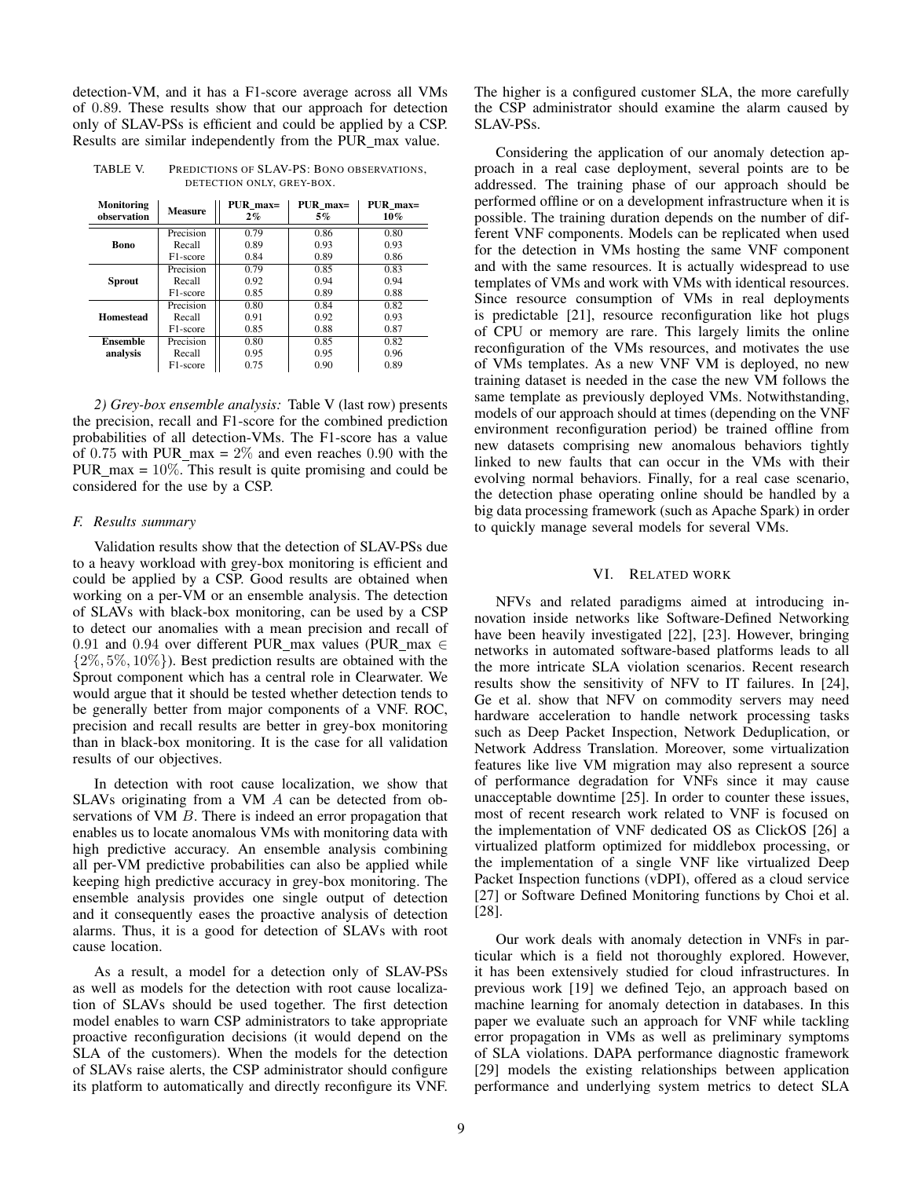detection-VM, and it has a F1-score average across all VMs of 0.89. These results show that our approach for detection only of SLAV-PSs is efficient and could be applied by a CSP. Results are similar independently from the PUR_max value.

TABLE V. PREDICTIONS OF SLAV-PS: BONO OBSERVATIONS, DETECTION ONLY, GREY-BOX.

| Monitoring observation | Measure | PUR_max= 2% | PUR_max= 5% | PUR_max= 10% |
|---|---|---|---|---|
| **Bono** | Precision | 0.79 | 0.86 | 0.80 |
| | Recall | 0.89 | 0.93 | 0.93 |
| | F1-score | 0.84 | 0.89 | 0.86 |
| **Sprout** | Precision | 0.79 | 0.85 | 0.83 |
| | Recall | 0.92 | 0.94 | 0.94 |
| | F1-score | 0.85 | 0.89 | 0.88 |
| **Homestead** | Precision | 0.80 | 0.84 | 0.82 |
| | Recall | 0.91 | 0.92 | 0.93 |
| | F1-score | 0.85 | 0.88 | 0.87 |
| **Ensemble analysis** | Precision | 0.80 | 0.85 | 0.82 |
| | Recall | 0.95 | 0.95 | 0.96 |
| | F1-score | 0.75 | 0.90 | 0.89 |

*2) Grey-box ensemble analysis:* Table V (last row) presents the precision, recall and F1-score for the combined prediction probabilities of all detection-VMs. The F1-score has a value of 0.75 with PUR_max = 2% and even reaches 0.90 with the PUR_max = 10%. This result is quite promising and could be considered for the use by a CSP.

### F. Results summary

Validation results show that the detection of SLAV-PSs due to a heavy workload with grey-box monitoring is efficient and could be applied by a CSP. Good results are obtained when working on a per-VM or an ensemble analysis. The detection of SLAVs with black-box monitoring, can be used by a CSP to detect our anomalies with a mean precision and recall of 0.91 and 0.94 over different PUR_max values (PUR_max $\in \{2\%, 5\%, 10\%\}$). Best prediction results are obtained with the Sprout component which has a central role in Clearwater. We would argue that it should be tested whether detection tends to be generally better from major components of a VNF. ROC, precision and recall results are better in grey-box monitoring than in black-box monitoring. It is the case for all validation results of our objectives.

In detection with root cause localization, we show that SLAVs originating from a VM $A$ can be detected from observations of VM $B$. There is indeed an error propagation that enables us to locate anomalous VMs with monitoring data with high predictive accuracy. An ensemble analysis combining all per-VM predictive probabilities can also be applied while keeping high predictive accuracy in grey-box monitoring. The ensemble analysis provides one single output of detection and it consequently eases the proactive analysis of detection alarms. Thus, it is a good for detection of SLAVs with root cause location.

As a result, a model for a detection only of SLAV-PSs as well as models for the detection with root cause localization of SLAVs should be used together. The first detection model enables to warn CSP administrators to take appropriate proactive reconfiguration decisions (it would depend on the SLA of the customers). When the models for the detection of SLAVs raise alerts, the CSP administrator should configure its platform to automatically and directly reconfigure its VNF. The higher is a configured customer SLA, the more carefully the CSP administrator should examine the alarm caused by SLAV-PSs.

Considering the application of our anomaly detection approach in a real case deployment, several points are to be addressed. The training phase of our approach should be performed offline or on a development infrastructure when it is possible. The training duration depends on the number of different VNF components. Models can be replicated when used for the detection in VMs hosting the same VNF component and with the same resources. It is actually widespread to use templates of VMs and work with VMs with identical resources. Since resource consumption of VMs in real deployments is predictable [21], resource reconfiguration like hot plugs of CPU or memory are rare. This largely limits the online reconfiguration of the VMs resources, and motivates the use of VMs templates. As a new VNF VM is deployed, no new training dataset is needed in the case the new VM follows the same template as previously deployed VMs. Notwithstanding, models of our approach should at times (depending on the VNF environment reconfiguration period) be trained offline from new datasets comprising new anomalous behaviors tightly linked to new faults that can occur in the VMs with their evolving normal behaviors. Finally, for a real case scenario, the detection phase operating online should be handled by a big data processing framework (such as Apache Spark) in order to quickly manage several models for several VMs.

## VI. RELATED WORK

NFVs and related paradigms aimed at introducing innovation inside networks like Software-Defined Networking have been heavily investigated [22], [23]. However, bringing networks in automated software-based platforms leads to all the more intricate SLA violation scenarios. Recent research results show the sensitivity of NFV to IT failures. In [24], Ge et al. show that NFV on commodity servers may need hardware acceleration to handle network processing tasks such as Deep Packet Inspection, Network Deduplication, or Network Address Translation. Moreover, some virtualization features like live VM migration may also represent a source of performance degradation for VNFs since it may cause unacceptable downtime [25]. In order to counter these issues, most of recent research work related to VNF is focused on the implementation of VNF dedicated OS as ClickOS [26] a virtualized platform optimized for middlebox processing, or the implementation of a single VNF like virtualized Deep Packet Inspection functions (vDPI), offered as a cloud service [27] or Software Defined Monitoring functions by Choi et al. [28].

Our work deals with anomaly detection in VNFs in particular which is a field not thoroughly explored. However, it has been extensively studied for cloud infrastructures. In previous work [19] we defined Tejo, an approach based on machine learning for anomaly detection in databases. In this paper we evaluate such an approach for VNF while tackling error propagation in VMs as well as preliminary symptoms of SLA violations. DAPA performance diagnostic framework [29] models the existing relationships between application performance and underlying system metrics to detect SLA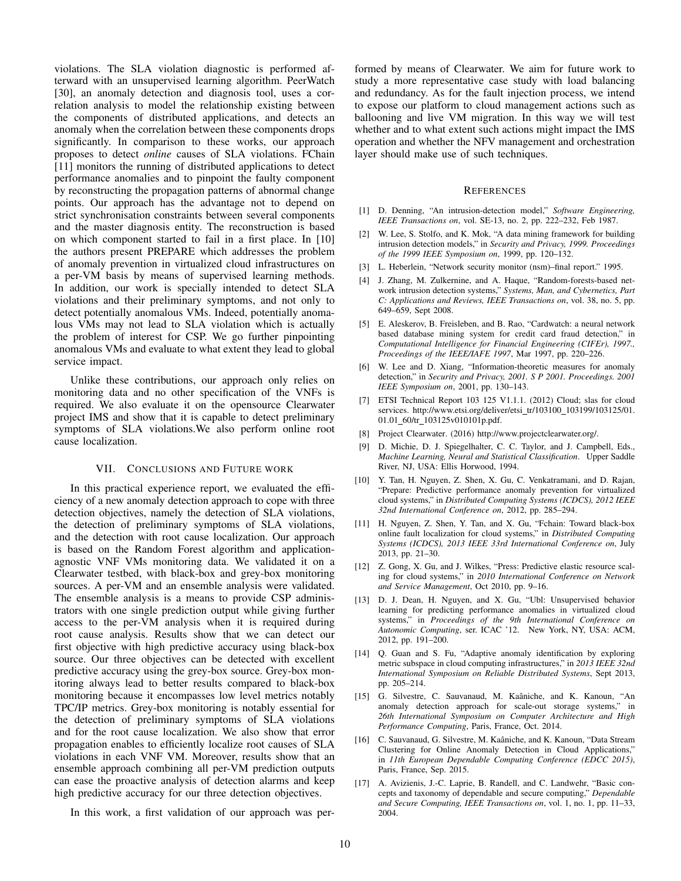violations. The SLA violation diagnostic is performed afterward with an unsupervised learning algorithm. PeerWatch [30], an anomaly detection and diagnosis tool, uses a correlation analysis to model the relationship existing between the components of distributed applications, and detects an anomaly when the correlation between these components drops significantly. In comparison to these works, our approach proposes to detect *online* causes of SLA violations. FChain [11] monitors the running of distributed applications to detect performance anomalies and to pinpoint the faulty component by reconstructing the propagation patterns of abnormal change points. Our approach has the advantage not to depend on strict synchronisation constraints between several components and the master diagnosis entity. The reconstruction is based on which component started to fail in a first place. In [10] the authors present PREPARE which addresses the problem of anomaly prevention in virtualized cloud infrastructures on a per-VM basis by means of supervised learning methods. In addition, our work is specially intended to detect SLA violations and their preliminary symptoms, and not only to detect potentially anomalous VMs. Indeed, potentially anomalous VMs may not lead to SLA violation which is actually the problem of interest for CSP. We go further pinpointing anomalous VMs and evaluate to what extent they lead to global service impact.

Unlike these contributions, our approach only relies on monitoring data and no other specification of the VNFs is required. We also evaluate it on the opensource Clearwater project IMS and show that it is capable to detect preliminary symptoms of SLA violations.We also perform online root cause localization.

## VII. Conclusions and Future work

In this practical experience report, we evaluated the efficiency of a new anomaly detection approach to cope with three detection objectives, namely the detection of SLA violations, the detection of preliminary symptoms of SLA violations, and the detection with root cause localization. Our approach is based on the Random Forest algorithm and application-agnostic VNF VMs monitoring data. We validated it on a Clearwater testbed, with black-box and grey-box monitoring sources. A per-VM and an ensemble analysis were validated. The ensemble analysis is a means to provide CSP administrators with one single prediction output while giving further access to the per-VM analysis when it is required during root cause analysis. Results show that we can detect our first objective with high predictive accuracy using black-box source. Our three objectives can be detected with excellent predictive accuracy using the grey-box source. Grey-box monitoring always lead to better results compared to black-box monitoring because it encompasses low level metrics notably TPC/IP metrics. Grey-box monitoring is notably essential for the detection of preliminary symptoms of SLA violations and for the root cause localization. We also show that error propagation enables to efficiently localize root causes of SLA violations in each VNF VM. Moreover, results show that an ensemble approach combining all per-VM prediction outputs can ease the proactive analysis of detection alarms and keep high predictive accuracy for our three detection objectives.

In this work, a first validation of our approach was performed by means of Clearwater. We aim for future work to study a more representative case study with load balancing and redundancy. As for the fault injection process, we intend to expose our platform to cloud management actions such as ballooning and live VM migration. In this way we will test whether and to what extent such actions might impact the IMS operation and whether the NFV management and orchestration layer should make use of such techniques.

## References

[1] D. Denning, "An intrusion-detection model," *Software Engineering, IEEE Transactions on*, vol. SE-13, no. 2, pp. 222–232, Feb 1987.

[2] W. Lee, S. Stolfo, and K. Mok, "A data mining framework for building intrusion detection models," in *Security and Privacy, 1999. Proceedings of the 1999 IEEE Symposium on*, 1999, pp. 120–132.

[3] L. Heberlein, "Network security monitor (nsm)–final report." 1995.

[4] J. Zhang, M. Zulkernine, and A. Haque, "Random-forests-based network intrusion detection systems," *Systems, Man, and Cybernetics, Part C: Applications and Reviews, IEEE Transactions on*, vol. 38, no. 5, pp. 649–659, Sept 2008.

[5] E. Aleskerov, B. Freisleben, and B. Rao, "Cardwatch: a neural network based database mining system for credit card fraud detection," in *Computational Intelligence for Financial Engineering (CIFEr), 1997., Proceedings of the IEEE/IAFE 1997*, Mar 1997, pp. 220–226.

[6] W. Lee and D. Xiang, "Information-theoretic measures for anomaly detection," in *Security and Privacy, 2001. S P 2001. Proceedings. 2001 IEEE Symposium on*, 2001, pp. 130–143.

[7] ETSI Technical Report 103 125 V1.1.1. (2012) Cloud; slas for cloud services. http://www.etsi.org/deliver/etsi_tr/103100_103199/103125/01.01.01_60/tr_103125v010101p.pdf.

[8] Project Clearwater. (2016) http://www.projectclearwater.org/.

[9] D. Michie, D. J. Spiegelhalter, C. C. Taylor, and J. Campbell, Eds., *Machine Learning, Neural and Statistical Classification*. Upper Saddle River, NJ, USA: Ellis Horwood, 1994.

[10] Y. Tan, H. Nguyen, Z. Shen, X. Gu, C. Venkatramani, and D. Rajan, "Prepare: Predictive performance anomaly prevention for virtualized cloud systems," in *Distributed Computing Systems (ICDCS), 2012 IEEE 32nd International Conference on*, 2012, pp. 285–294.

[11] H. Nguyen, Z. Shen, Y. Tan, and X. Gu, "Fchain: Toward black-box online fault localization for cloud systems," in *Distributed Computing Systems (ICDCS), 2013 IEEE 33rd International Conference on*, July 2013, pp. 21–30.

[12] Z. Gong, X. Gu, and J. Wilkes, "Press: Predictive elastic resource scaling for cloud systems," in *2010 International Conference on Network and Service Management*, Oct 2010, pp. 9–16.

[13] D. J. Dean, H. Nguyen, and X. Gu, "Ubl: Unsupervised behavior learning for predicting performance anomalies in virtualized cloud systems," in *Proceedings of the 9th International Conference on Autonomic Computing*, ser. ICAC '12. New York, NY, USA: ACM, 2012, pp. 191–200.

[14] Q. Guan and S. Fu, "Adaptive anomaly identification by exploring metric subspace in cloud computing infrastructures," in *2013 IEEE 32nd International Symposium on Reliable Distributed Systems*, Sept 2013, pp. 205–214.

[15] G. Silvestre, C. Sauvanaud, M. Kaâniche, and K. Kanoun, "An anomaly detection approach for scale-out storage systems," in *26th International Symposium on Computer Architecture and High Performance Computing*, Paris, France, Oct. 2014.

[16] C. Sauvanaud, G. Silvestre, M. Kaâniche, and K. Kanoun, "Data Stream Clustering for Online Anomaly Detection in Cloud Applications," in *11th European Dependable Computing Conference (EDCC 2015)*, Paris, France, Sep. 2015.

[17] A. Avizienis, J.-C. Laprie, B. Randell, and C. Landwehr, "Basic concepts and taxonomy of dependable and secure computing," *Dependable and Secure Computing, IEEE Transactions on*, vol. 1, no. 1, pp. 11–33, 2004.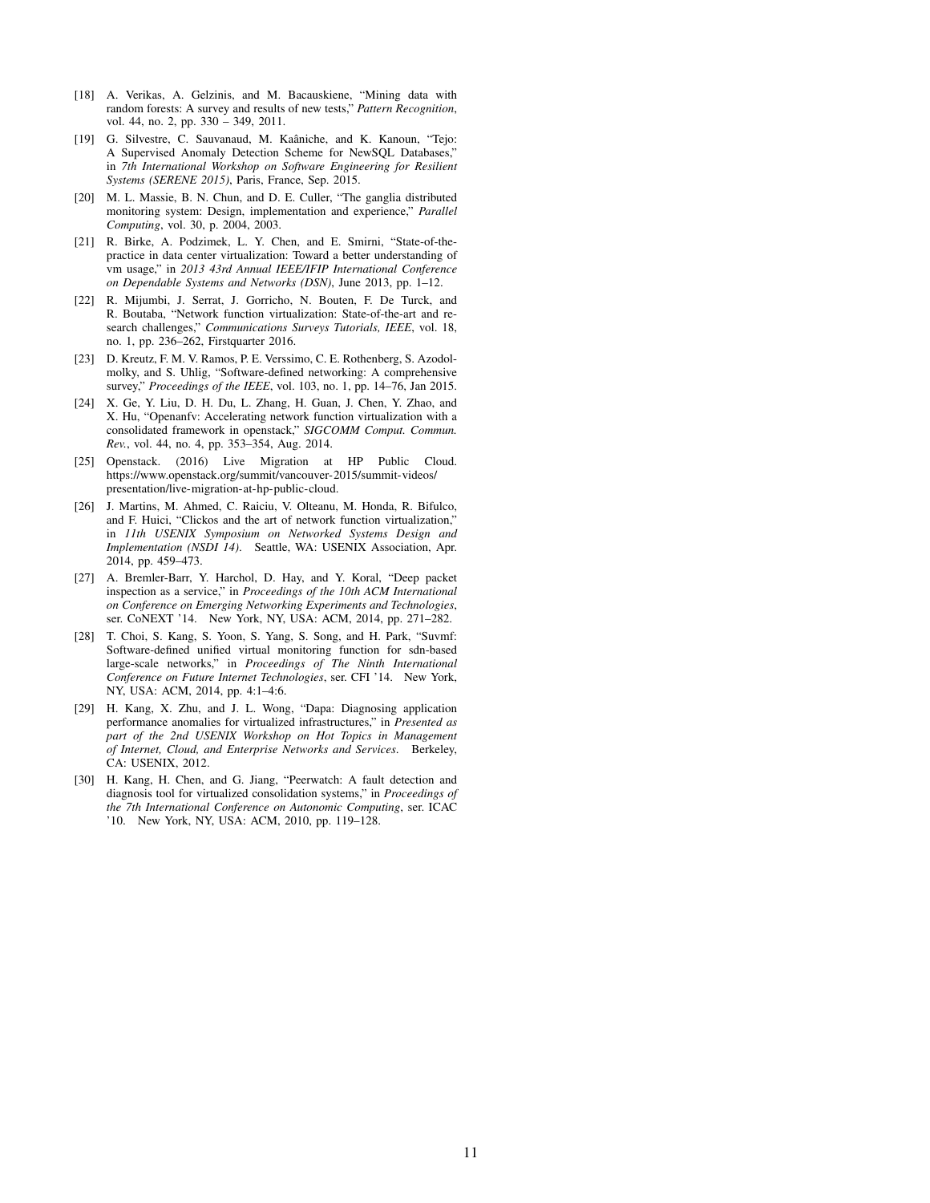[18] A. Verikas, A. Gelzinis, and M. Bacauskiene, "Mining data with random forests: A survey and results of new tests," *Pattern Recognition*, vol. 44, no. 2, pp. 330 – 349, 2011.

[19] G. Silvestre, C. Sauvanaud, M. Kaâniche, and K. Kanoun, "Tejo: A Supervised Anomaly Detection Scheme for NewSQL Databases," in *7th International Workshop on Software Engineering for Resilient Systems (SERENE 2015)*, Paris, France, Sep. 2015.

[20] M. L. Massie, B. N. Chun, and D. E. Culler, "The ganglia distributed monitoring system: Design, implementation and experience," *Parallel Computing*, vol. 30, p. 2004, 2003.

[21] R. Birke, A. Podzimek, L. Y. Chen, and E. Smirni, "State-of-the-practice in data center virtualization: Toward a better understanding of vm usage," in *2013 43rd Annual IEEE/IFIP International Conference on Dependable Systems and Networks (DSN)*, June 2013, pp. 1–12.

[22] R. Mijumbi, J. Serrat, J. Gorricho, N. Bouten, F. De Turck, and R. Boutaba, "Network function virtualization: State-of-the-art and research challenges," *Communications Surveys Tutorials, IEEE*, vol. 18, no. 1, pp. 236–262, Firstquarter 2016.

[23] D. Kreutz, F. M. V. Ramos, P. E. Verssimo, C. E. Rothenberg, S. Azodolmolky, and S. Uhlig, "Software-defined networking: A comprehensive survey," *Proceedings of the IEEE*, vol. 103, no. 1, pp. 14–76, Jan 2015.

[24] X. Ge, Y. Liu, D. H. Du, L. Zhang, H. Guan, J. Chen, Y. Zhao, and X. Hu, "Openanfv: Accelerating network function virtualization with a consolidated framework in openstack," *SIGCOMM Comput. Commun. Rev.*, vol. 44, no. 4, pp. 353–354, Aug. 2014.

[25] Openstack. (2016) Live Migration at HP Public Cloud. https://www.openstack.org/summit/vancouver-2015/summit-videos/presentation/live-migration-at-hp-public-cloud.

[26] J. Martins, M. Ahmed, C. Raiciu, V. Olteanu, M. Honda, R. Bifulco, and F. Huici, "Clickos and the art of network function virtualization," in *11th USENIX Symposium on Networked Systems Design and Implementation (NSDI 14)*. Seattle, WA: USENIX Association, Apr. 2014, pp. 459–473.

[27] A. Bremler-Barr, Y. Harchol, D. Hay, and Y. Koral, "Deep packet inspection as a service," in *Proceedings of the 10th ACM International on Conference on Emerging Networking Experiments and Technologies*, ser. CoNEXT '14. New York, NY, USA: ACM, 2014, pp. 271–282.

[28] T. Choi, S. Kang, S. Yoon, S. Yang, S. Song, and H. Park, "Suvmf: Software-defined unified virtual monitoring function for sdn-based large-scale networks," in *Proceedings of The Ninth International Conference on Future Internet Technologies*, ser. CFI '14. New York, NY, USA: ACM, 2014, pp. 4:1–4:6.

[29] H. Kang, X. Zhu, and J. L. Wong, "Dapa: Diagnosing application performance anomalies for virtualized infrastructures," in *Presented as part of the 2nd USENIX Workshop on Hot Topics in Management of Internet, Cloud, and Enterprise Networks and Services*. Berkeley, CA: USENIX, 2012.

[30] H. Kang, H. Chen, and G. Jiang, "Peerwatch: A fault detection and diagnosis tool for virtualized consolidation systems," in *Proceedings of the 7th International Conference on Autonomic Computing*, ser. ICAC '10. New York, NY, USA: ACM, 2010, pp. 119–128.